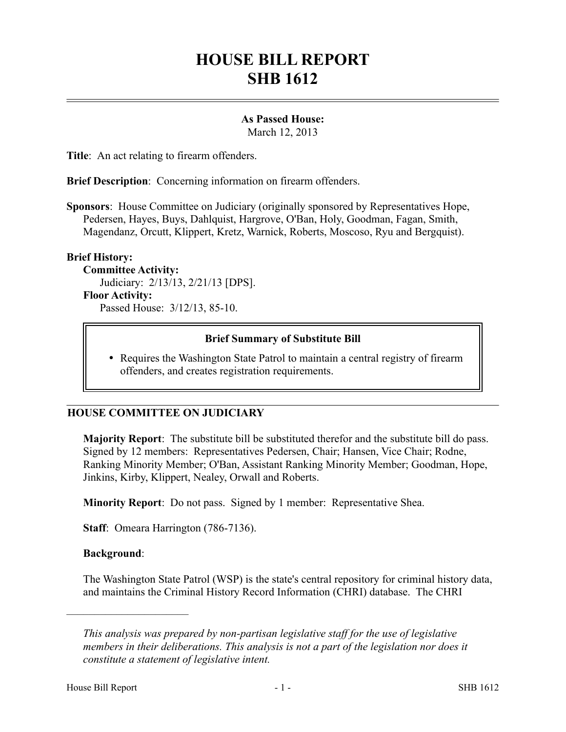# HOUSE BILL REPORT
# SHB 1612

**As Passed House:**
March 12, 2013

**Title**: An act relating to firearm offenders.

**Brief Description**: Concerning information on firearm offenders.

**Sponsors**: House Committee on Judiciary (originally sponsored by Representatives Hope, Pedersen, Hayes, Buys, Dahlquist, Hargrove, O'Ban, Holy, Goodman, Fagan, Smith, Magendanz, Orcutt, Klippert, Kretz, Warnick, Roberts, Moscoso, Ryu and Bergquist).

**Brief History:**

**Committee Activity:**
Judiciary: 2/13/13, 2/21/13 [DPS].

**Floor Activity:**
Passed House: 3/12/13, 85-10.

**Brief Summary of Substitute Bill**

- Requires the Washington State Patrol to maintain a central registry of firearm offenders, and creates registration requirements.

## HOUSE COMMITTEE ON JUDICIARY

**Majority Report**: The substitute bill be substituted therefor and the substitute bill do pass. Signed by 12 members: Representatives Pedersen, Chair; Hansen, Vice Chair; Rodne, Ranking Minority Member; O'Ban, Assistant Ranking Minority Member; Goodman, Hope, Jinkins, Kirby, Klippert, Nealey, Orwall and Roberts.

**Minority Report**: Do not pass. Signed by 1 member: Representative Shea.

**Staff**: Omeara Harrington (786-7136).

**Background**:

The Washington State Patrol (WSP) is the state's central repository for criminal history data, and maintains the Criminal History Record Information (CHRI) database. The CHRI

*This analysis was prepared by non-partisan legislative staff for the use of legislative members in their deliberations. This analysis is not a part of the legislation nor does it constitute a statement of legislative intent.*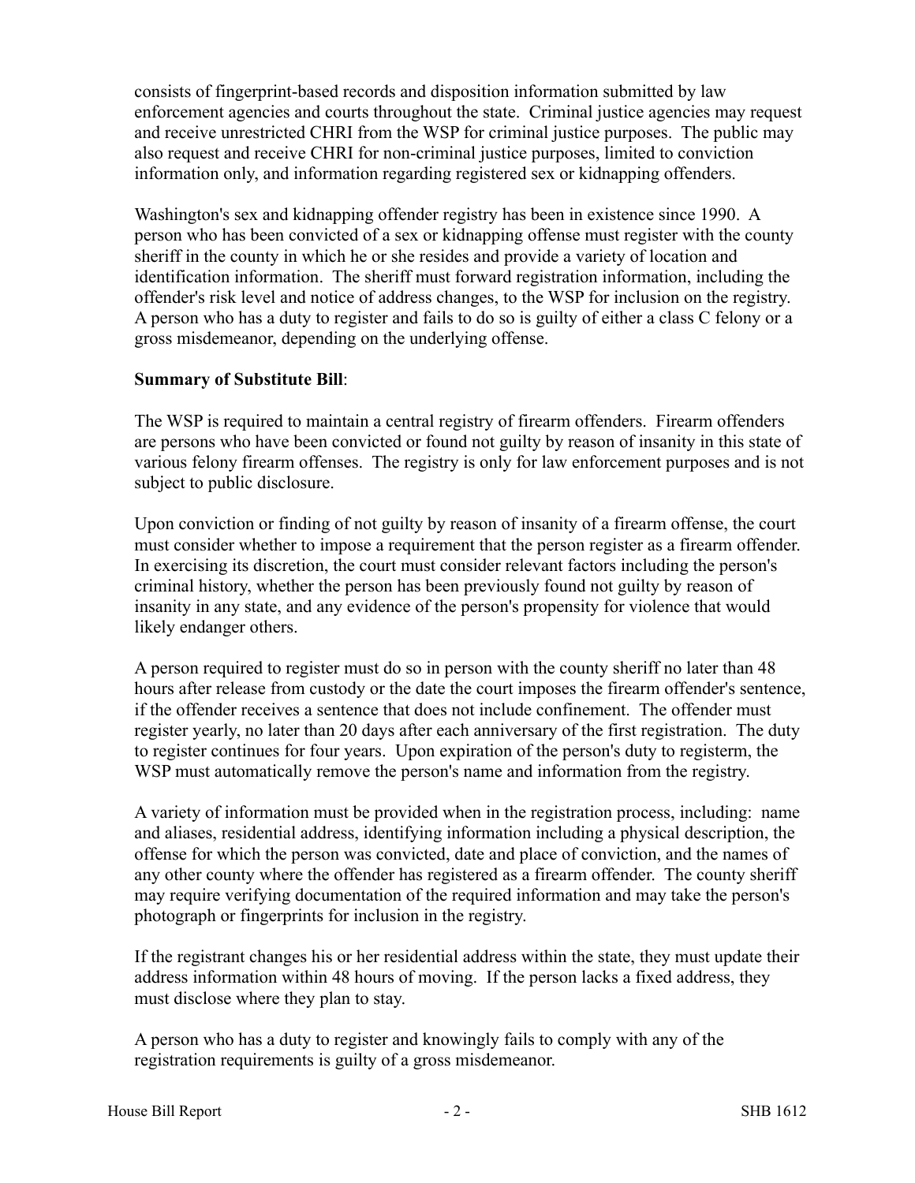consists of fingerprint-based records and disposition information submitted by law enforcement agencies and courts throughout the state. Criminal justice agencies may request and receive unrestricted CHRI from the WSP for criminal justice purposes. The public may also request and receive CHRI for non-criminal justice purposes, limited to conviction information only, and information regarding registered sex or kidnapping offenders.

Washington's sex and kidnapping offender registry has been in existence since 1990. A person who has been convicted of a sex or kidnapping offense must register with the county sheriff in the county in which he or she resides and provide a variety of location and identification information. The sheriff must forward registration information, including the offender's risk level and notice of address changes, to the WSP for inclusion on the registry. A person who has a duty to register and fails to do so is guilty of either a class C felony or a gross misdemeanor, depending on the underlying offense.

**Summary of Substitute Bill**:

The WSP is required to maintain a central registry of firearm offenders. Firearm offenders are persons who have been convicted or found not guilty by reason of insanity in this state of various felony firearm offenses. The registry is only for law enforcement purposes and is not subject to public disclosure.

Upon conviction or finding of not guilty by reason of insanity of a firearm offense, the court must consider whether to impose a requirement that the person register as a firearm offender. In exercising its discretion, the court must consider relevant factors including the person's criminal history, whether the person has been previously found not guilty by reason of insanity in any state, and any evidence of the person's propensity for violence that would likely endanger others.

A person required to register must do so in person with the county sheriff no later than 48 hours after release from custody or the date the court imposes the firearm offender's sentence, if the offender receives a sentence that does not include confinement. The offender must register yearly, no later than 20 days after each anniversary of the first registration. The duty to register continues for four years. Upon expiration of the person's duty to registerm, the WSP must automatically remove the person's name and information from the registry.

A variety of information must be provided when in the registration process, including: name and aliases, residential address, identifying information including a physical description, the offense for which the person was convicted, date and place of conviction, and the names of any other county where the offender has registered as a firearm offender. The county sheriff may require verifying documentation of the required information and may take the person's photograph or fingerprints for inclusion in the registry.

If the registrant changes his or her residential address within the state, they must update their address information within 48 hours of moving. If the person lacks a fixed address, they must disclose where they plan to stay.

A person who has a duty to register and knowingly fails to comply with any of the registration requirements is guilty of a gross misdemeanor.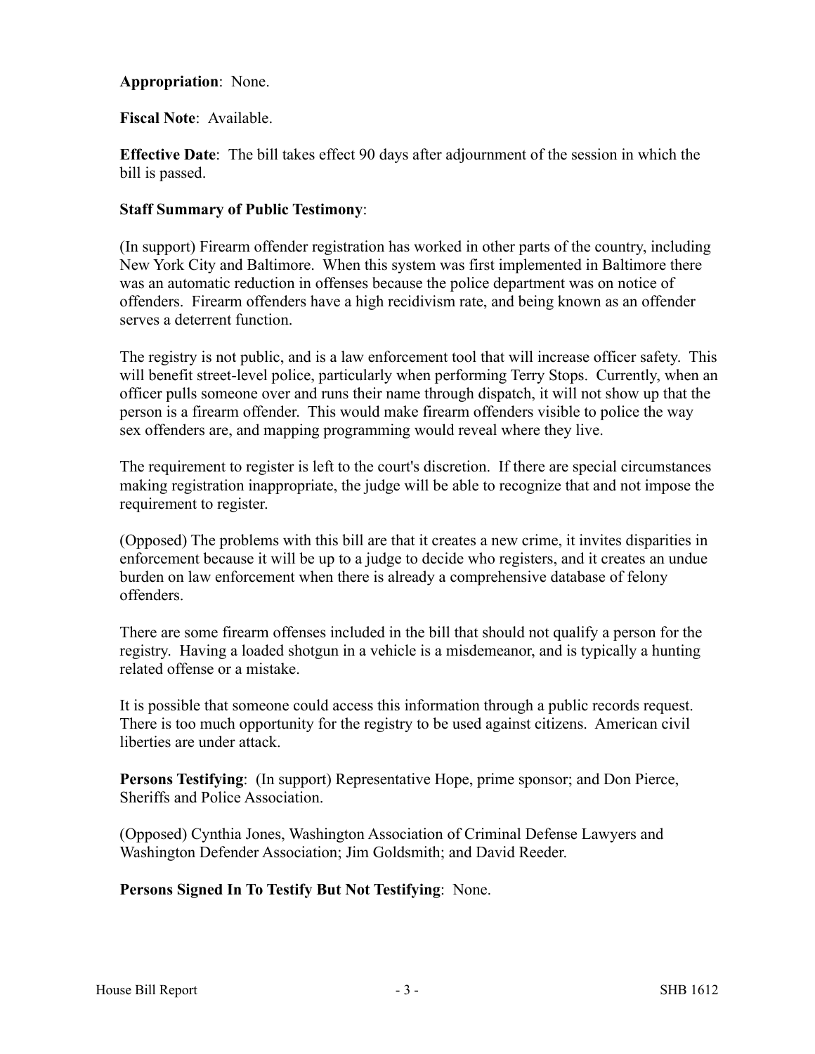**Appropriation**: None.

**Fiscal Note**: Available.

**Effective Date**: The bill takes effect 90 days after adjournment of the session in which the bill is passed.

**Staff Summary of Public Testimony**:

(In support) Firearm offender registration has worked in other parts of the country, including New York City and Baltimore. When this system was first implemented in Baltimore there was an automatic reduction in offenses because the police department was on notice of offenders. Firearm offenders have a high recidivism rate, and being known as an offender serves a deterrent function.

The registry is not public, and is a law enforcement tool that will increase officer safety. This will benefit street-level police, particularly when performing Terry Stops. Currently, when an officer pulls someone over and runs their name through dispatch, it will not show up that the person is a firearm offender. This would make firearm offenders visible to police the way sex offenders are, and mapping programming would reveal where they live.

The requirement to register is left to the court's discretion. If there are special circumstances making registration inappropriate, the judge will be able to recognize that and not impose the requirement to register.

(Opposed) The problems with this bill are that it creates a new crime, it invites disparities in enforcement because it will be up to a judge to decide who registers, and it creates an undue burden on law enforcement when there is already a comprehensive database of felony offenders.

There are some firearm offenses included in the bill that should not qualify a person for the registry. Having a loaded shotgun in a vehicle is a misdemeanor, and is typically a hunting related offense or a mistake.

It is possible that someone could access this information through a public records request. There is too much opportunity for the registry to be used against citizens. American civil liberties are under attack.

**Persons Testifying**: (In support) Representative Hope, prime sponsor; and Don Pierce, Sheriffs and Police Association.

(Opposed) Cynthia Jones, Washington Association of Criminal Defense Lawyers and Washington Defender Association; Jim Goldsmith; and David Reeder.

**Persons Signed In To Testify But Not Testifying**: None.